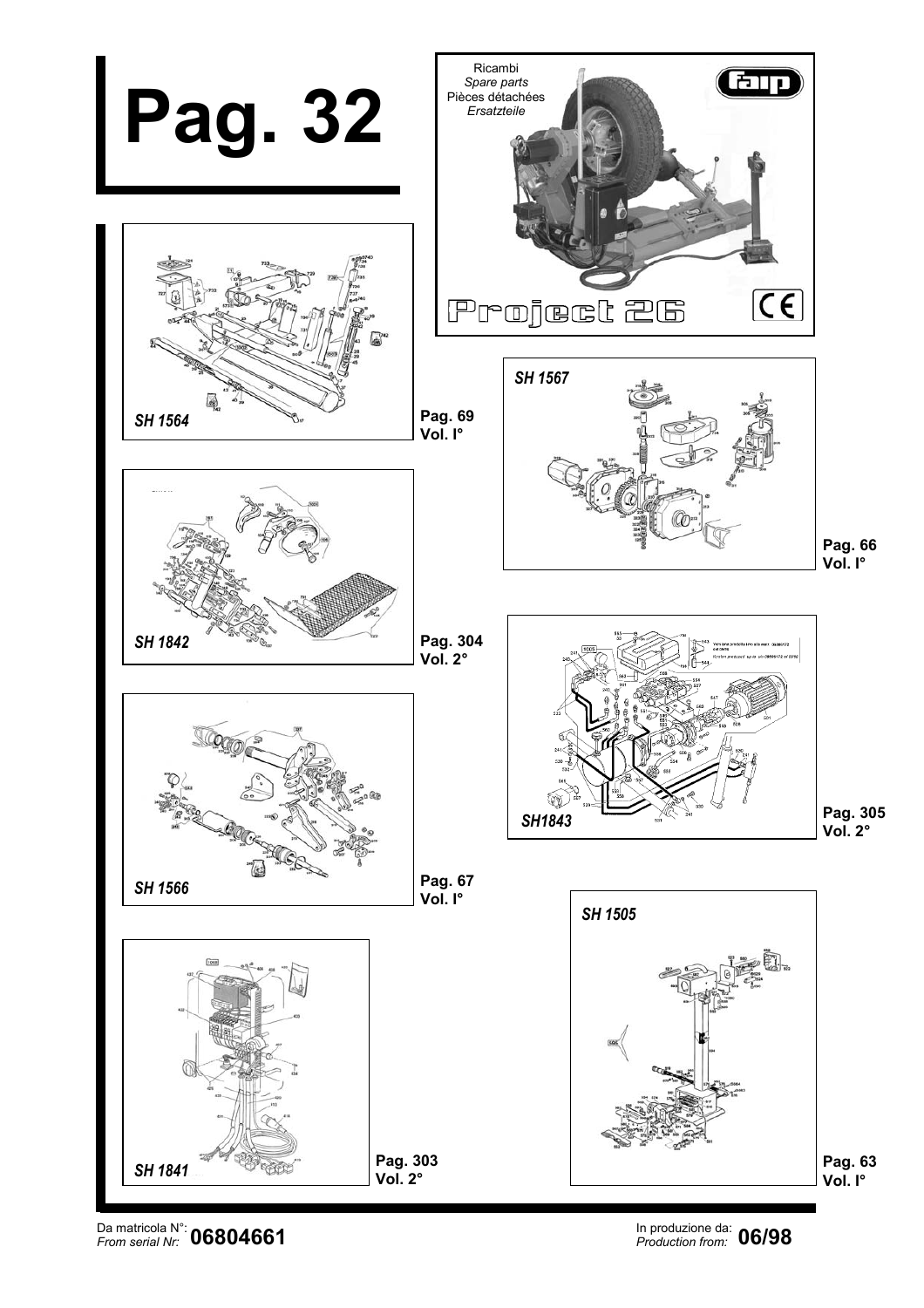# Pag. 32

Ricambi
*Spare parts*
Pièces détachées
*Ersatzteile*

Project 26

*SH 1564* — Pag. 69 Vol. I°

*SH 1567* — Pag. 66 Vol. I°

*SH 1842* — Pag. 304 Vol. 2°

*SH1843* — Pag. 305 Vol. 2°

*SH 1566* — Pag. 67 Vol. I°

*SH 1505* — Pag. 63 Vol. I°

*SH 1841* — Pag. 303 Vol. 2°

Da matricola N°:
*From serial Nr:* **06804661**

In produzione da:
*Production from:* **06/98**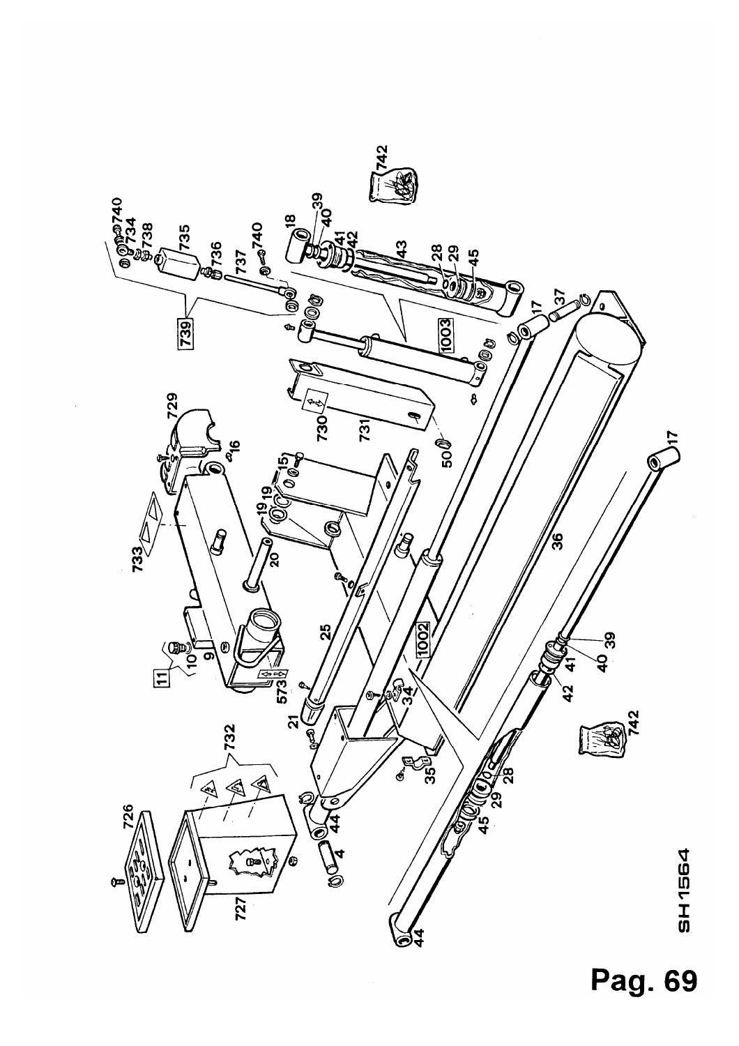SH1564

Pag. 69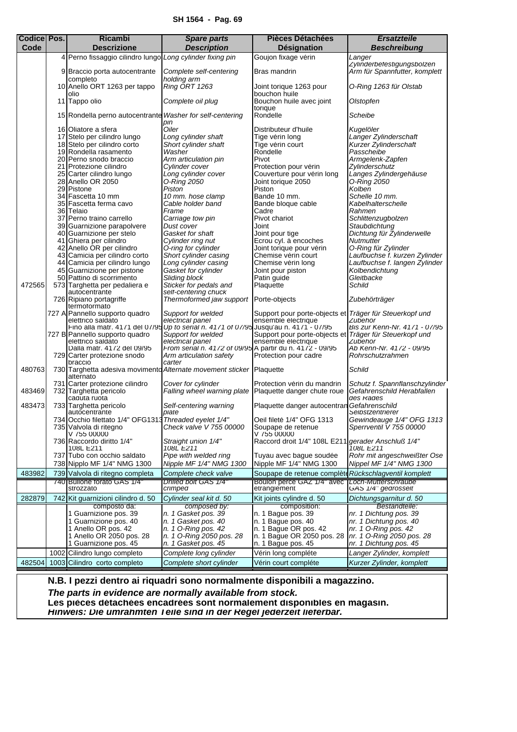| Codice Code | Pos. | Ricambi Descrizione | *Spare parts Description* | Pièces Détachées Désignation | *Ersatzteile Beschreibung* |
|---|---|---|---|---|---|
| | 4 | Perno fissaggio cilindro lungo | *Long cylinder fixing pin* | Goujon fixage vérin | *Langer Zylinderbefestigungsbolzen* |
| | 9 | Braccio porta autocentrante completo | *Complete self-centering holding arm* | Bras mandrin | *Arm für Spannfutter, komplett* |
| | 10 | Anello ORT 1263 per tappo olio | *Ring ORT 1263* | Joint torique 1263 pour bouchon huile | *O-Ring 1263 für Olstab* |
| | 11 | Tappo olio | *Complete oil plug* | Bouchon huile avec joint torique | *Olstopfen* |
| | 15 | Rondella perno autocentrante | *Washer for self-centering pin* | Rondelle | *Scheibe* |
| | 16 | Oliatore a sfera | *Oiler* | Distributeur d'huile | *Kugelöler* |
| | 17 | Stelo per cilindro lungo | *Long cylinder shaft* | Tige vérin long | *Langer Zylinderschaft* |
| | 18 | Stelo per cilindro corto | *Short cylinder shaft* | Tige vérin court | *Kurzer Zylinderschaft* |
| | 19 | Rondella rasamento | *Washer* | Rondelle | *Passcheibe* |
| | 20 | Perno snodo braccio | *Arm articulation pin* | Pivot | *Armgelenk-Zapfen* |
| | 21 | Protezione cilindro | *Cylinder cover* | Protection pour vérin | *Zylinderschutz* |
| | 25 | Carter cilindro lungo | *Long cylinder cover* | Couverture pour vérin long | *Langes Zylindergehäuse* |
| | 28 | Anello OR 2050 | *O-Ring 2050* | Joint torique 2050 | *O-Ring 2050* |
| | 29 | Pistone | *Piston* | Piston | *Kolben* |
| | 34 | Fascetta 10 mm | *10 mm. hose clamp* | Bande 10 mm. | *Schelle 10 mm.* |
| | 35 | Fascetta ferma cavo | *Cable holder band* | Bande bloque cable | *Kabelhalterschelle* |
| | 36 | Telaio | *Frame* | Cadre | *Rahmen* |
| | 37 | Perno traino carrello | *Carriage tow pin* | Pivot chariot | *Schlittenzugbolzen* |
| | 39 | Guarnizione parapolvere | *Dust cover* | Joint | *Staubdichtung* |
| | 40 | Guarnizione per stelo | *Gasket for shaft* | Joint pour tige | *Dichtung für Zylinderwelle* |
| | 41 | Ghiera per cilindro | *Cylinder ring nut* | Ecrou cyl. à encoches | *Nutmutter* |
| | 42 | Anello OR per cilindro | *O-ring for cylinder* | Joint torique pour vérin | *O-Ring für Zylinder* |
| | 43 | Camicia per cilindro corto | *Short cylinder casing* | Chemise vérin court | *Laufbuchse f. kurzen Zylinder* |
| | 44 | Camicia per cilindro lungo | *Long cylinder casing* | Chemise vérin long | *Laufbuchse f. langen Zylinder* |
| | 45 | Guarnizione per pistone | *Gasket for cylinder* | Joint pour piston | *Kolbendichtung* |
| | 50 | Pattino di scorrimento | *Sliding block* | Patin guide | *Gleitbacke* |
| 472565 | 573 | Targhetta per pedaliera e autocentrante | *Sticker for pedals and self-centering chuck* | Plaquette | *Schild* |
| | 726 | Ripiano portagriffe termoformato | *Thermoformed jaw support* | Porte-objects | *Zubehörträger* |
| | 727 A | Pannello supporto quadro elettrico saldato<br>Fino alla matr. 4171 del 07/95 | *Support for welded electrical panel*<br>*Up to serial n. 4171 of 07/95* | Support pour porte-objects et ensemble électrique<br>Jusqu'au n. 4171 - 07/95 | *Träger für Steuerkopf und Zubehör*<br>*Bis zur Kenn-Nr. 4171 - 07/95* |
| | 727 B | Pannello supporto quadro elettrico saldato<br>Dalla matr. 4172 del 09/95 | *Support for welded electrical panel*<br>*From serial n. 4172 of 09/95* | Support pour porte-objects et ensemble électrique<br>A partir du n. 4172 - 09/95 | *Träger für Steuerkopf und Zubehör*<br>*Ab Kenn-Nr. 4172 - 09/95* |
| | 729 | Carter protezione snodo braccio | *Arm articulation safety carter* | Protection pour cadre | *Rohrschutzrahmen* |
| 480763 | 730 | Targhetta adesiva movimento alternato | *Alternate movement sticker* | Plaquette | *Schild* |
| | 731 | Carter protezione cilindro | *Cover for cylinder* | Protection vérin du mandrin | *Schutz f. Spannflanschzylinder* |
| 483469 | 732 | Targhetta pericolo caduta ruota | *Falling wheel warning plate* | Plaquette danger chute roue | *Gefahrenschild Herabfallen des Rades* |
| 483473 | 733 | Targhetta pericolo autocentrante | *Self-centering warning plate* | Plaquette danger autocentrant | *Gefahrenschild Selbstzentrierer* |
| | 734 | Occhio filettato 1/4" OFG1313 | *Threaded eyelet 1/4"* | Oeil fileté 1/4" OFG 1313 | *Gewindeauge 1/4" OFG 1313* |
| | 735 | Valvola di ritegno V 755 00000 | *Check valve V 755 00000* | Soupape de retenue V 755 00000 | *Sperrventil V 755 00000* |
| | 736 | Raccordo diritto 1/4" 108L E211 | *Straight union 1/4" 108L E211* | Raccord droit 1/4" 108L E211 | *gerader Anschluß 1/4" 108L E211* |
| | 737 | Tubo con occhio saldato | *Pipe with welded ring* | Tuyau avec bague soudée | *Rohr mit angeschweißter Ose* |
| | 738 | Nipplo MF 1/4" NMG 1300 | *Nipple MF 1/4" NMG 1300* | Nipple MF 1/4" NMG 1300 | *Nippel MF 1/4" NMG 1300* |
| 483982 | 739 | Valvola di ritegno completa | *Complete check valve* | Soupape de retenue complète | *Rückschlagventil komplett* |
| | 740 | Bullone forato GAS 1/4" strozzato | *Drilled bolt GAS 1/4" crimped* | Boulon percé GAZ 1/4" avec étranglement | *Loch-Mutterschraube GAS 1/4" gedrosselt* |
| 282879 | 742 | Kit guarnizioni cilindro d. 50 | *Cylinder seal kit d. 50* | Kit joints cylindre d. 50 | *Dichtungsgarnitur d. 50* |
| | | composto da:<br>1 Guarnizione pos. 39<br>1 Guarnizione pos. 40<br>1 Anello OR pos. 42<br>1 Anello OR 2050 pos. 28<br>1 Guarnizione pos. 45 | *composed by:*<br>*n. 1 Gasket pos. 39*<br>*n. 1 Gasket pos. 40*<br>*n. 1 O-Ring pos. 42*<br>*n. 1 O-Ring 2050 pos. 28*<br>*n. 1 Gasket pos. 45* | composition:<br>n. 1 Bague pos. 39<br>n. 1 Bague pos. 40<br>n. 1 Bague OR pos. 42<br>n. 1 Bague OR 2050 pos. 28<br>n. 1 Bague pos. 45 | *Bestandteile:*<br>*nr. 1 Dichtung pos. 39*<br>*nr. 1 Dichtung pos. 40*<br>*nr. 1 O-Ring pos. 42*<br>*nr. 1 O-Ring 2050 pos. 28*<br>*nr. 1 Dichtung pos. 45* |
| | 1002 | Cilindro lungo completo | *Complete long cylinder* | Vérin long compléte | *Langer Zylinder, komplett* |
| 482504 | 1003 | Cilindro corto completo | *Complete short cylinder* | Vérin court compléte | *Kurzer Zylinder, komplett* |

**N.B. I pezzi dentro ai riquadri sono normalmente disponibili a magazzino.**

***The parts in evidence are normally available from stock.***

**Les pièces détachées encadrées sont normalement disponibles en magasin.**

***Hinweis: Die umrahmten Teile sind in der Regel jederzeit lieferbar.***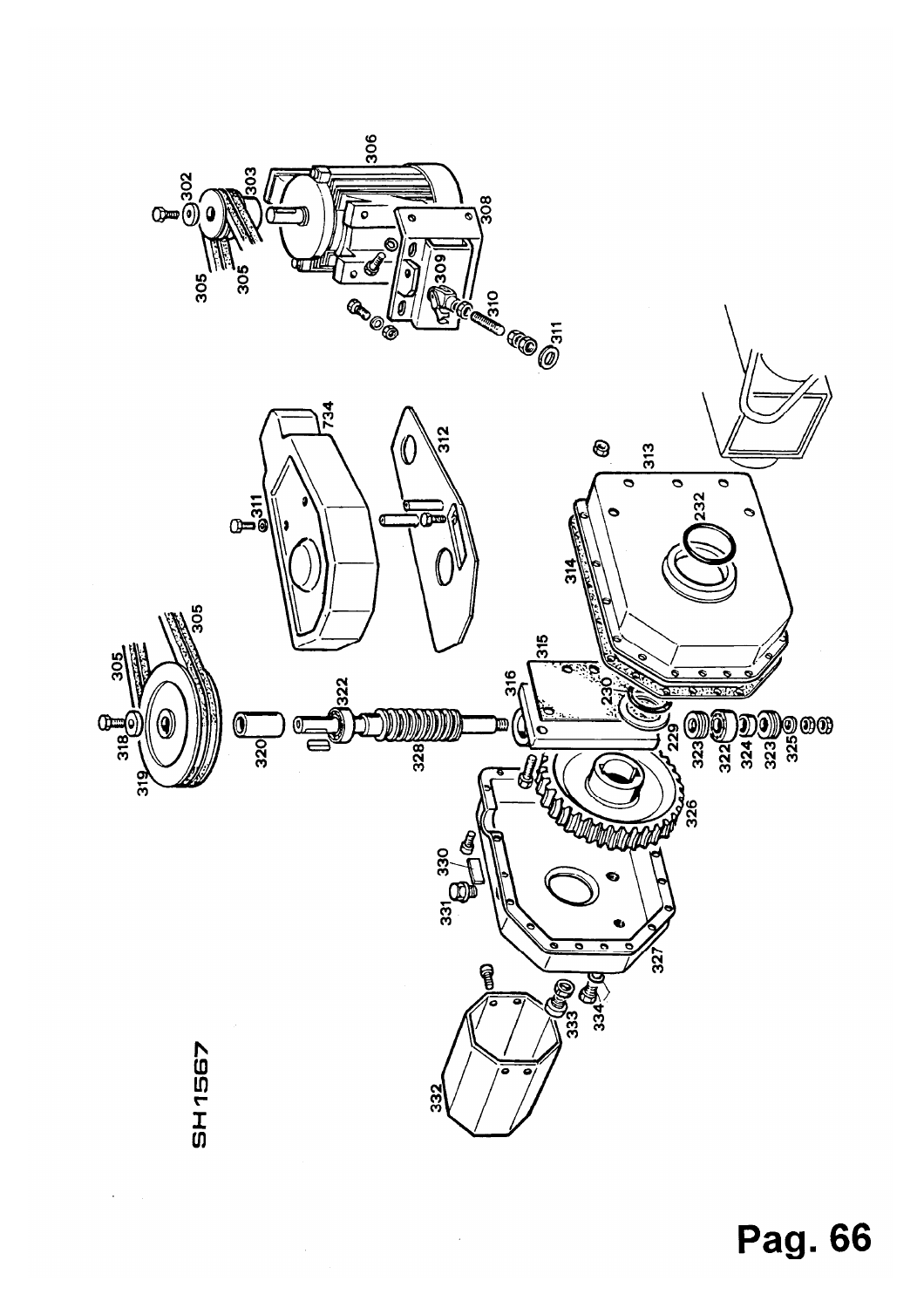SH1567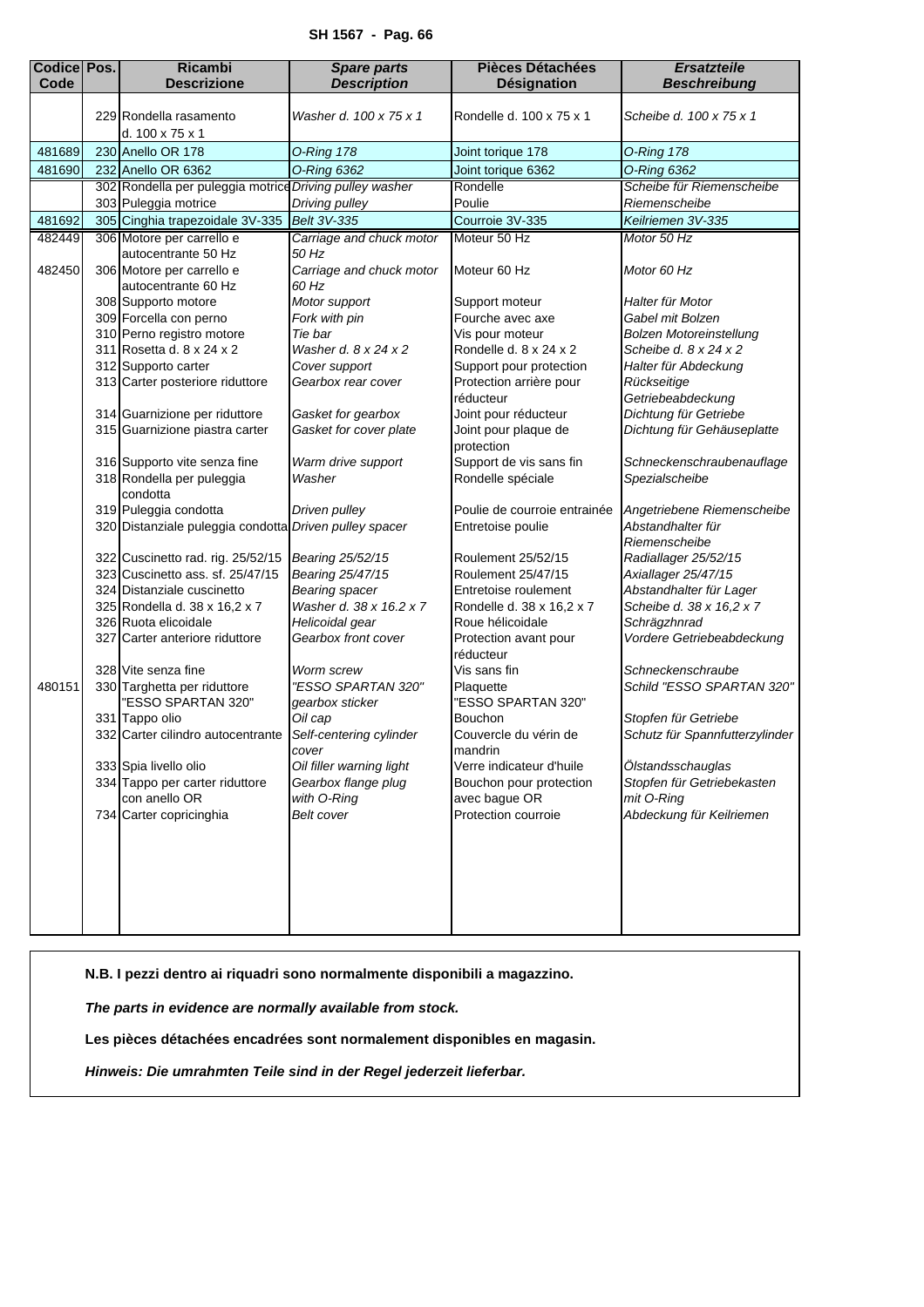**SH 1567 - Pag. 66**

| Codice Code | Pos. | Ricambi Descrizione | *Spare parts Description* | Pièces Détachées Désignation | *Ersatzteile Beschreibung* |
|---|---|---|---|---|---|
| | 229 | Rondella rasamento d. 100 x 75 x 1 | *Washer d. 100 x 75 x 1* | Rondelle d. 100 x 75 x 1 | *Scheibe d. 100 x 75 x 1* |
| 481689 | 230 | Anello OR 178 | *O-Ring 178* | Joint torique 178 | *O-Ring 178* |
| 481690 | 232 | Anello OR 6362 | *O-Ring 6362* | Joint torique 6362 | *O-Ring 6362* |
| | 302 | Rondella per puleggia motrice | *Driving pulley washer* | Rondelle | *Scheibe für Riemenscheibe* |
| | 303 | Puleggia motrice | *Driving pulley* | Poulie | *Riemenscheibe* |
| 481692 | 305 | Cinghia trapezoidale 3V-335 | *Belt 3V-335* | Courroie 3V-335 | *Keilriemen 3V-335* |
| 482449 | 306 | Motore per carrello e autocentrante 50 Hz | *Carriage and chuck motor 50 Hz* | Moteur 50 Hz | *Motor 50 Hz* |
| 482450 | 306 | Motore per carrello e autocentrante 60 Hz | *Carriage and chuck motor 60 Hz* | Moteur 60 Hz | *Motor 60 Hz* |
| | 308 | Supporto motore | *Motor support* | Support moteur | *Halter für Motor* |
| | 309 | Forcella con perno | *Fork with pin* | Fourche avec axe | *Gabel mit Bolzen* |
| | 310 | Perno registro motore | *Tie bar* | Vis pour moteur | *Bolzen Motoreinstellung* |
| | 311 | Rosetta d. 8 x 24 x 2 | *Washer d. 8 x 24 x 2* | Rondelle d. 8 x 24 x 2 | *Scheibe d. 8 x 24 x 2* |
| | 312 | Supporto carter | *Cover support* | Support pour protection | *Halter für Abdeckung* |
| | 313 | Carter posteriore riduttore | *Gearbox rear cover* | Protection arrière pour réducteur | *Rückseitige Getriebeabdeckung* |
| | 314 | Guarnizione per riduttore | *Gasket for gearbox* | Joint pour réducteur | *Dichtung für Getriebe* |
| | 315 | Guarnizione piastra carter | *Gasket for cover plate* | Joint pour plaque de protection | *Dichtung für Gehäuseplatte* |
| | 316 | Supporto vite senza fine | *Warm drive support* | Support de vis sans fin | *Schneckenschraubenauflage* |
| | 318 | Rondella per puleggia condotta | *Washer* | Rondelle spéciale | *Spezialscheibe* |
| | 319 | Puleggia condotta | *Driven pulley* | Poulie de courroie entrainée | *Angetriebene Riemenscheibe* |
| | 320 | Distanziale puleggia condotta | *Driven pulley spacer* | Entretoise poulie | *Abstandhalter für Riemenscheibe* |
| | 322 | Cuscinetto rad. rig. 25/52/15 | *Bearing 25/52/15* | Roulement 25/52/15 | *Radiallager 25/52/15* |
| | 323 | Cuscinetto ass. sf. 25/47/15 | *Bearing 25/47/15* | Roulement 25/47/15 | *Axiallager 25/47/15* |
| | 324 | Distanziale cuscinetto | *Bearing spacer* | Entretoise roulement | *Abstandhalter für Lager* |
| | 325 | Rondella d. 38 x 16,2 x 7 | *Washer d. 38 x 16.2 x 7* | Rondelle d. 38 x 16,2 x 7 | *Scheibe d. 38 x 16,2 x 7* |
| | 326 | Ruota elicoidale | *Helicoidal gear* | Roue hélicoidale | *Schrägzhnrad* |
| | 327 | Carter anteriore riduttore | *Gearbox front cover* | Protection avant pour réducteur | *Vordere Getriebeabdeckung* |
| | 328 | Vite senza fine | *Worm screw* | Vis sans fin | *Schneckenschraube* |
| 480151 | 330 | Targhetta per riduttore "ESSO SPARTAN 320" | *"ESSO SPARTAN 320" gearbox sticker* | Plaquette "ESSO SPARTAN 320" | *Schild "ESSO SPARTAN 320"* |
| | 331 | Tappo olio | *Oil cap* | Bouchon | *Stopfen für Getriebe* |
| | 332 | Carter cilindro autocentrante | *Self-centering cylinder cover* | Couvercle du vérin de mandrin | *Schutz für Spannfutterzylinder* |
| | 333 | Spia livello olio | *Oil filler warning light* | Verre indicateur d'huile | *Ölstandsschauglas* |
| | 334 | Tappo per carter riduttore con anello OR | *Gearbox flange plug with O-Ring* | Bouchon pour protection avec bague OR | *Stopfen für Getriebekasten mit O-Ring* |
| | 734 | Carter copricinghia | *Belt cover* | Protection courroie | *Abdeckung für Keilriemen* |

**N.B. I pezzi dentro ai riquadri sono normalmente disponibili a magazzino.**

***The parts in evidence are normally available from stock.***

**Les pièces détachées encadrées sont normalement disponibles en magasin.**

***Hinweis: Die umrahmten Teile sind in der Regel jederzeit lieferbar.***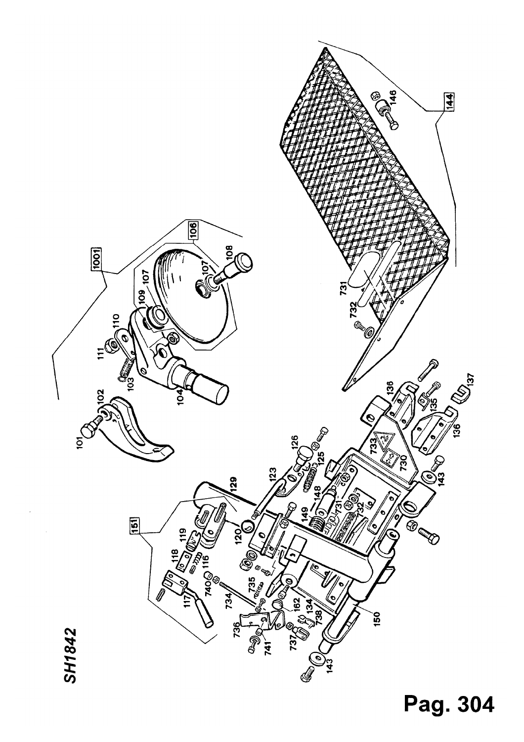SH1842

**Pag. 304**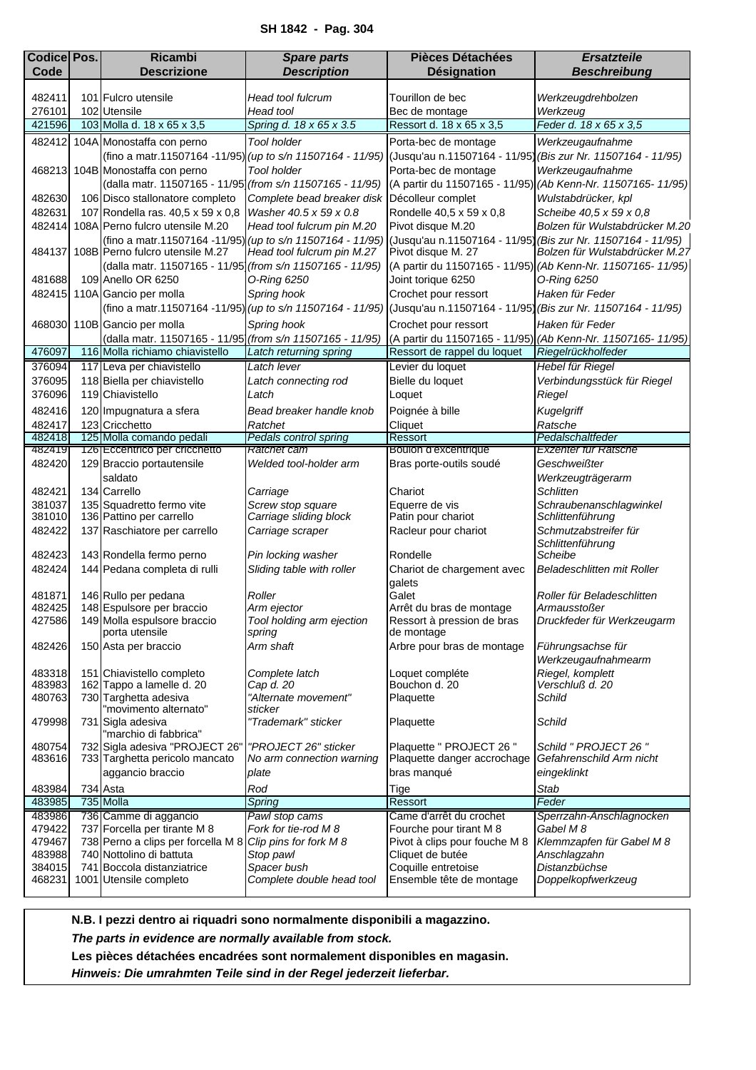**SH 1842 - Pag. 304**

| Codice Code | Pos. | Ricambi Descrizione | *Spare parts Description* | Pièces Détachées Désignation | *Ersatzteile Beschreibung* |
|---|---|---|---|---|---|
| 482411 | 101 | Fulcro utensile | *Head tool fulcrum* | Tourillon de bec | *Werkzeugdrehbolzen* |
| 276101 | 102 | Utensile | *Head tool* | Bec de montage | *Werkzeug* |
| 421596 | 103 | Molla d. 18 x 65 x 3,5 | *Spring d. 18 x 65 x 3.5* | Ressort d. 18 x 65 x 3,5 | *Feder d. 18 x 65 x 3,5* |
| 482412 | 104A | Monostaffa con perno (fino a matr.11507164 -11/95) | *Tool holder (up to s/n 11507164 - 11/95)* | Porta-bec de montage (Jusqu'au n.11507164 - 11/95) | *Werkzeugaufnahme (Bis zur Nr. 11507164 - 11/95)* |
| 468213 | 104B | Monostaffa con perno (dalla matr. 11507165 - 11/95) | *Tool holder (from s/n 11507165 - 11/95)* | Porta-bec de montage (A partir du 11507165 - 11/95) | *Werkzeugaufnahme (Ab Kenn-Nr. 11507165- 11/95)* |
| 482630 | 106 | Disco stallonatore completo | *Complete bead breaker disk* | Décolleur complet | *Wulstabdrücker, kpl* |
| 482631 | 107 | Rondella ras. 40,5 x 59 x 0,8 | *Washer 40.5 x 59 x 0.8* | Rondelle 40,5 x 59 x 0,8 | *Scheibe 40,5 x 59 x 0,8* |
| 482414 | 108A | Perno fulcro utensile M.20 (fino a matr.11507164 -11/95) | *Head tool fulcrum pin M.20 (up to s/n 11507164 - 11/95)* | Pivot disque M.20 (Jusqu'au n.11507164 - 11/95) | *Bolzen für Wulstabdrücker M.20 (Bis zur Nr. 11507164 - 11/95)* |
| 484137 | 108B | Perno fulcro utensile M.27 (dalla matr. 11507165 - 11/95) | *Head tool fulcrum pin M.27 (from s/n 11507165 - 11/95)* | Pivot disque M. 27 (A partir du 11507165 - 11/95) | *Bolzen für Wulstabdrücker M.27 (Ab Kenn-Nr. 11507165- 11/95)* |
| 481688 | 109 | Anello OR 6250 | *O-Ring 6250* | Joint torique 6250 | *O-Ring 6250* |
| 482415 | 110A | Gancio per molla (fino a matr.11507164 -11/95) | *Spring hook (up to s/n 11507164 - 11/95)* | Crochet pour ressort (Jusqu'au n.11507164 - 11/95) | *Haken für Feder (Bis zur Nr. 11507164 - 11/95)* |
| 468030 | 110B | Gancio per molla (dalla matr. 11507165 - 11/95) | *Spring hook (from s/n 11507165 - 11/95)* | Crochet pour ressort (A partir du 11507165 - 11/95) | *Haken für Feder (Ab Kenn-Nr. 11507165- 11/95)* |
| 476097 | 116 | Molla richiamo chiavistello | *Latch returning spring* | Ressort de rappel du loquet | *Riegelrückholfeder* |
| 376094 | 117 | Leva per chiavistello | *Latch lever* | Levier du loquet | *Hebel für Riegel* |
| 376095 | 118 | Biella per chiavistello | *Latch connecting rod* | Bielle du loquet | *Verbindungsstück für Riegel* |
| 376096 | 119 | Chiavistello | *Latch* | Loquet | *Riegel* |
| 482416 | 120 | Impugnatura a sfera | *Bead breaker handle knob* | Poignée à bille | *Kugelgriff* |
| 482417 | 123 | Cricchetto | *Ratchet* | Cliquet | *Ratsche* |
| 482418 | 125 | Molla comando pedali | *Pedals control spring* | Ressort | *Pedalschaltfeder* |
| 482419 | 126 | Eccentrico per cricchetto | *Ratchet cam* | Boulon d'excentrique | *Exzenter für Ratsche* |
| 482420 | 129 | Braccio portautensile saldato | *Welded tool-holder arm* | Bras porte-outils soudé | *Geschweißter Werkzeugträgerarm* |
| 482421 | 134 | Carrello | *Carriage* | Chariot | *Schlitten* |
| 381037 | 135 | Squadretto fermo vite | *Screw stop square* | Equerre de vis | *Schraubenanschlagwinkel* |
| 381010 | 136 | Pattino per carrello | *Carriage sliding block* | Patin pour chariot | *Schlittenführung* |
| 482422 | 137 | Raschiatore per carrello | *Carriage scraper* | Racleur pour chariot | *Schmutzabstreifer für Schlittenführung* |
| 482423 | 143 | Rondella fermo perno | *Pin locking washer* | Rondelle | *Scheibe* |
| 482424 | 144 | Pedana completa di rulli | *Sliding table with roller* | Chariot de chargement avec galets | *Beladeschlitten mit Roller* |
| 481871 | 146 | Rullo per pedana | *Roller* | Galet | *Roller für Beladeschlitten* |
| 482425 | 148 | Espulsore per braccio | *Arm ejector* | Arrêt du bras de montage | *Armausstoßer* |
| 427586 | 149 | Molla espulsore braccio porta utensile | *Tool holding arm ejection spring* | Ressort à pression de bras de montage | *Druckfeder für Werkzeugarm* |
| 482426 | 150 | Asta per braccio | *Arm shaft* | Arbre pour bras de montage | *Führungsachse für Werkzeugaufnahmearm* |
| 483318 | 151 | Chiavistello completo | *Complete latch* | Loquet compléte | *Riegel, komplett* |
| 483983 | 162 | Tappo a lamelle d. 20 | *Cap d. 20* | Bouchon d. 20 | *Verschluß d. 20* |
| 480763 | 730 | Targhetta adesiva "movimento alternato" | *"Alternate movement" sticker* | Plaquette | *Schild* |
| 479998 | 731 | Sigla adesiva "marchio di fabbrica" | *"Trademark" sticker* | Plaquette | *Schild* |
| 480754 | 732 | Sigla adesiva "PROJECT 26" | *"PROJECT 26" sticker* | Plaquette " PROJECT 26 " | *Schild " PROJECT 26 "* |
| 483616 | 733 | Targhetta pericolo mancato aggancio braccio | *No arm connection warning plate* | Plaquette danger accrochage bras manqué | *Gefahrenschild Arm nicht eingeklinkt* |
| 483984 | 734 | Asta | *Rod* | Tige | *Stab* |
| 483985 | 735 | Molla | *Spring* | Ressort | *Feder* |
| 483986 | 736 | Camme di aggancio | *Pawl stop cams* | Came d'arrêt du crochet | *Sperrzahn-Anschlagnocken* |
| 479422 | 737 | Forcella per tirante M 8 | *Fork for tie-rod M 8* | Fourche pour tirant M 8 | *Gabel M 8* |
| 479467 | 738 | Perno a clips per forcella M 8 | *Clip pins for fork M 8* | Pivot à clips pour fouche M 8 | *Klemmzapfen für Gabel M 8* |
| 483988 | 740 | Nottolino di battuta | *Stop pawl* | Cliquet de butée | *Anschlagzahn* |
| 384015 | 741 | Boccola distanziatrice | *Spacer bush* | Coquille entretoise | *Distanzbüchse* |
| 468231 | 1001 | Utensile completo | *Complete double head tool* | Ensemble tête de montage | *Doppelkopfwerkzeug* |

**N.B. I pezzi dentro ai riquadri sono normalmente disponibili a magazzino.**

***The parts in evidence are normally available from stock.***

**Les pièces détachées encadrées sont normalement disponibles en magasin.**

***Hinweis: Die umrahmten Teile sind in der Regel jederzeit lieferbar.***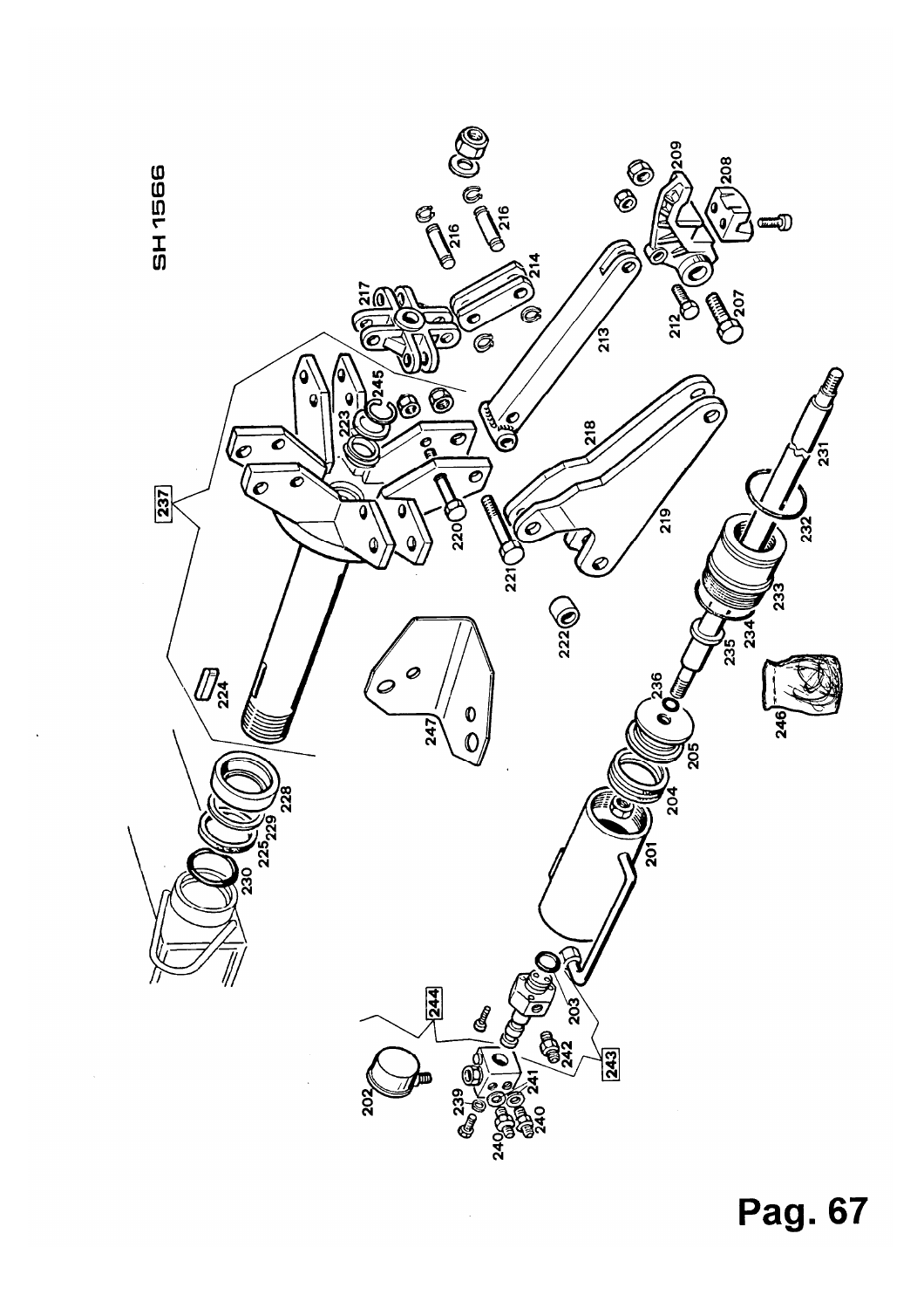SH 1566

201
202
203
204
205
207
208
209
212
213
214
216
216
217
218
219
220
221
222
223
224
225
228
229
230
231
232
233
234
235
236
237
239
240
240
240
241
242
243
244
245
246
247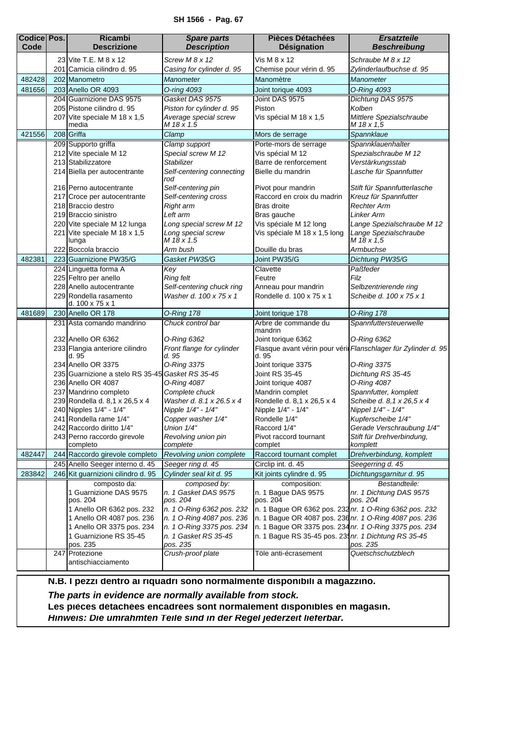**SH 1566 - Pag. 67**

| Codice Code | Pos. | Ricambi Descrizione | *Spare parts Description* | Pièces Détachées Désignation | *Ersatzteile Beschreibung* |
|---|---|---|---|---|---|
| | 23 | Vite T.E. M 8 x 12 | *Screw M 8 x 12* | Vis M 8 x 12 | *Schraube M 8 x 12* |
| | 201 | Camicia cilindro d. 95 | *Casing for cylinder d. 95* | Chemise pour vérin d. 95 | *Zylinderlaufbuchse d. 95* |
| 482428 | 202 | Manometro | *Manometer* | Manomètre | *Manometer* |
| 481656 | 203 | Anello OR 4093 | *O-ring 4093* | Joint torique 4093 | *O-Ring 4093* |
| | 204 | Guarnizione DAS 9575 | *Gasket DAS 9575* | Joint DAS 9575 | *Dichtung DAS 9575* |
| | 205 | Pistone cilindro d. 95 | *Piston for cylinder d. 95* | Piston | *Kolben* |
| | 207 | Vite speciale M 18 x 1,5 media | *Average special screw M 18 x 1.5* | Vis spécial M 18 x 1,5 | *Mittlere Spezialschraube M 18 x 1,5* |
| 421556 | 208 | Griffa | *Clamp* | Mors de serrage | *Spannklaue* |
| | 209 | Supporto griffa | *Clamp support* | Porte-mors de serrage | *Spannklauenhalter* |
| | 212 | Vite speciale M 12 | *Special screw M 12* | Vis spécial M 12 | *Spezialschraube M 12* |
| | 213 | Stabilizzatore | *Stabilizer* | Barre de renforcement | *Verstärkungsstab* |
| | 214 | Biella per autocentrante | *Self-centering connecting rod* | Bielle du mandrin | *Lasche für Spannfutter* |
| | 216 | Perno autocentrante | *Self-centering pin* | Pivot pour mandrin | *Stift für Spannfutterlasche* |
| | 217 | Croce per autocentrante | *Self-centering cross* | Raccord en croix du madrin | *Kreuz für Spannfutter* |
| | 218 | Braccio destro | *Right arm* | Bras droite | *Rechter Arm* |
| | 219 | Braccio sinistro | *Left arm* | Bras gauche | *Linker Arm* |
| | 220 | Vite speciale M 12 lunga | *Long special screw M 12* | Vis spéciale M 12 long | *Lange Spezialschraube M 12* |
| | 221 | Vite speciale M 18 x 1,5 lunga | *Long special screw M 18 x 1.5* | Vis spéciale M 18 x 1,5 long | *Lange Spezialschraube M 18 x 1,5* |
| | 222 | Boccola braccio | *Arm bush* | Douille du bras | *Armbuchse* |
| 482381 | 223 | Guarnizione PW35/G | *Gasket PW35/G* | Joint PW35/G | *Dichtung PW35/G* |
| | 224 | Linguetta forma A | *Key* | Clavette | *Paßfeder* |
| | 225 | Feltro per anello | *Ring felt* | Feutre | *Filz* |
| | 228 | Anello autocentrante | *Self-centering chuck ring* | Anneau pour mandrin | *Selbzentrierende ring* |
| | 229 | Rondella rasamento d. 100 x 75 x 1 | *Washer d. 100 x 75 x 1* | Rondelle d. 100 x 75 x 1 | *Scheibe d. 100 x 75 x 1* |
| 481689 | 230 | Anello OR 178 | *O-Ring 178* | Joint torique 178 | *O-Ring 178* |
| | 231 | Asta comando mandrino | *Chuck control bar* | Arbre de commande du mandrin | *Spannfuttersteuerwelle* |
| | 232 | Anello OR 6362 | *O-Ring 6362* | Joint torique 6362 | *O-Ring 6362* |
| | 233 | Flangia anteriore cilindro d. 95 | *Front flange for cylinder d. 95* | Flasque avant vérin pour vérin d. 95 | *Flanschlager für Zylinder d. 95* |
| | 234 | Anello OR 3375 | *O-Ring 3375* | Joint torique 3375 | *O-Ring 3375* |
| | 235 | Guarnizione a stelo RS 35-45 | *Gasket RS 35-45* | Joint RS 35-45 | *Dichtung RS 35-45* |
| | 236 | Anello OR 4087 | *O-Ring 4087* | Joint torique 4087 | *O-Ring 4087* |
| | 237 | Mandrino completo | *Complete chuck* | Mandrin complet | *Spannfutter, komplett* |
| | 239 | Rondella d. 8,1 x 26,5 x 4 | *Washer d. 8.1 x 26.5 x 4* | Rondelle d. 8,1 x 26,5 x 4 | *Scheibe d. 8,1 x 26,5 x 4* |
| | 240 | Nipples 1/4" - 1/4" | *Nipple 1/4" - 1/4"* | Nipple 1/4" - 1/4" | *Nippel 1/4" - 1/4"* |
| | 241 | Rondella rame 1/4" | *Copper washer 1/4"* | Rondelle 1/4" | *Kupferscheibe 1/4"* |
| | 242 | Raccordo diritto 1/4" | *Union 1/4"* | Raccord 1/4" | *Gerade Verschraubung 1/4"* |
| | 243 | Perno raccordo girevole completo | *Revolving union pin complete* | Pivot raccord tournant complet | *Stift für Drehverbindung, komplett* |
| 482447 | 244 | Raccordo girevole completo | *Revolving union complete* | Raccord tournant complet | *Drehverbindung, komplett* |
| | 245 | Anello Seeger interno d. 45 | *Seeger ring d. 45* | Circlip int. d. 45 | *Seegerring d. 45* |
| 283842 | 246 | Kit guarnizioni cilindro d. 95 | *Cylinder seal kit d. 95* | Kit joints cylindre d. 95 | *Dichtungsgarnitur d. 95* |
| | | composto da: | *composed by:* | composition: | *Bestandteile:* |
| | | 1 Guarnizione DAS 9575 pos. 204 | *n. 1 Gasket DAS 9575 pos. 204* | n. 1 Bague DAS 9575 pos. 204 | *nr. 1 Dichtung DAS 9575 pos. 204* |
| | | 1 Anello OR 6362 pos. 232 | *n. 1 O-Ring 6362 pos. 232* | n. 1 Bague OR 6362 pos. 232 | *nr. 1 O-Ring 6362 pos. 232* |
| | | 1 Anello OR 4087 pos. 236 | *n. 1 O-Ring 4087 pos. 236* | n. 1 Bague OR 4087 pos. 236 | *nr. 1 O-Ring 4087 pos. 236* |
| | | 1 Anello OR 3375 pos. 234 | *n. 1 O-Ring 3375 pos. 234* | n. 1 Bague OR 3375 pos. 234 | *nr. 1 O-Ring 3375 pos. 234* |
| | | 1 Guarnizione RS 35-45 pos. 235 | *n. 1 Gasket RS 35-45 pos. 235* | n. 1 Bague RS 35-45 pos. 235 | *nr. 1 Dichtung RS 35-45 pos. 235* |
| | 247 | Protezione antischiacciamento | *Crush-proof plate* | Tôle anti-écrasement | *Quetschschutzblech* |

**N.B. I pezzi dentro ai riquadri sono normalmente disponibili a magazzino.**

***The parts in evidence are normally available from stock.***

**Les pièces détachées encadrées sont normalement disponibles en magasin.**

***Hinweis: Die umrahmten Teile sind in der Regel jederzeit lieferbar.***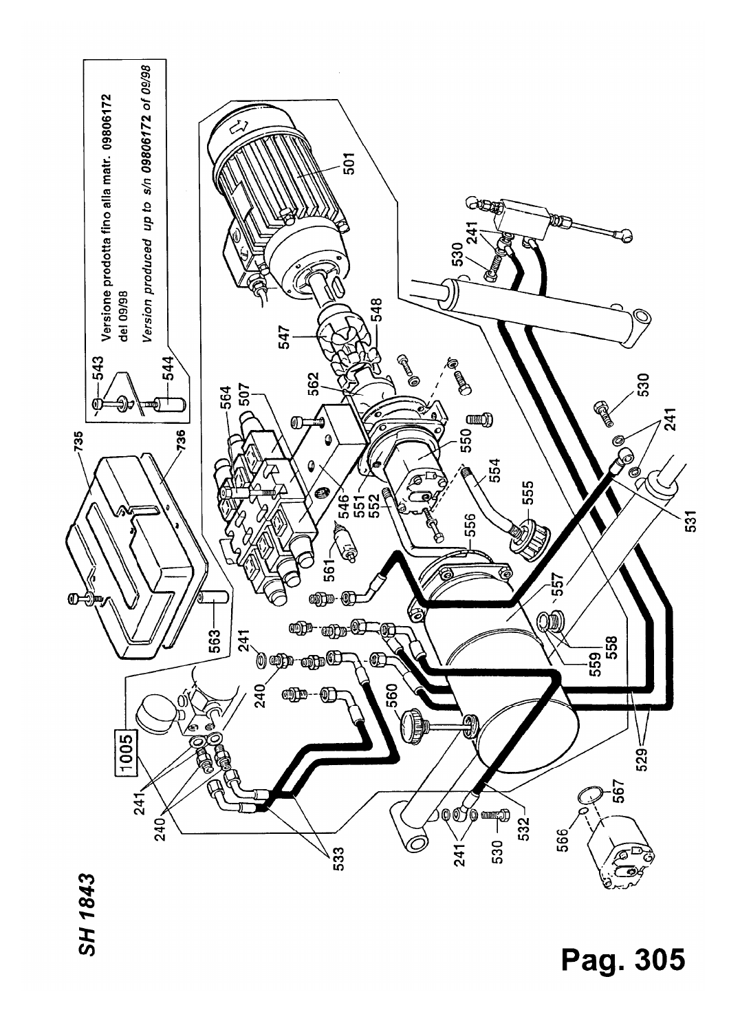SH 1843

Versione prodotta fino alla matr. 09806172 del 09/98

*Version produced up to s/n 09806172 of 09/98*

543
544
735
736
564
507
562
547
548
501
241
530
546
551
552
550
554
555
561
556
557
563
241
240
560
558
559
531
1005
241
240
533
241
530
532
566
567
529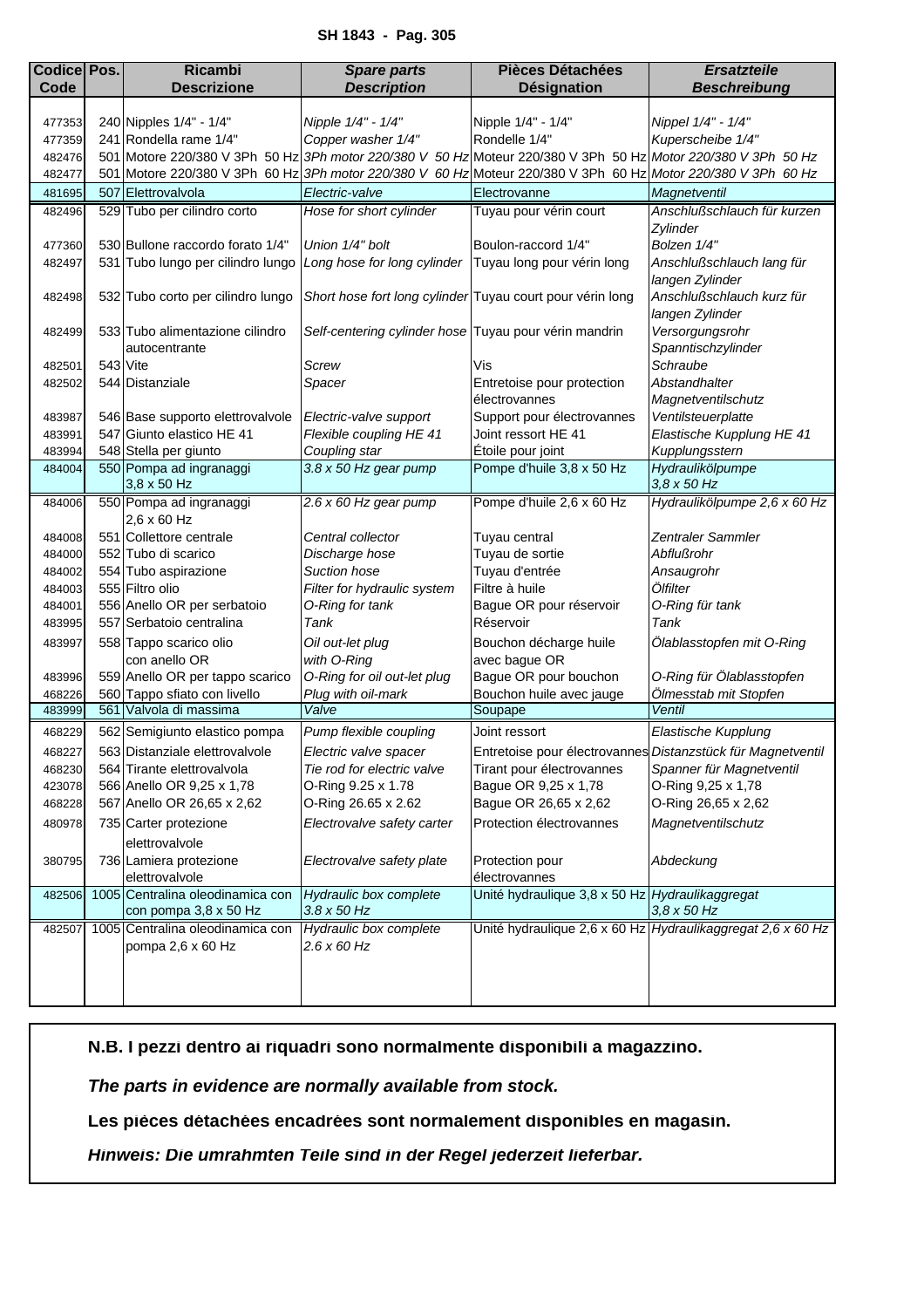**SH 1843 - Pag. 305**

| Codice Code | Pos. | Ricambi Descrizione | *Spare parts Description* | Pièces Détachées Désignation | *Ersatzteile Beschreibung* |
|---|---|---|---|---|---|
| 477353 | 240 | Nipples 1/4" - 1/4" | *Nipple 1/4" - 1/4"* | Nipple 1/4" - 1/4" | *Nippel 1/4" - 1/4"* |
| 477359 | 241 | Rondella rame 1/4" | *Copper washer 1/4"* | Rondelle 1/4" | *Kuperscheibe 1/4"* |
| 482476 | 501 | Motore 220/380 V 3Ph 50 Hz | *3Ph motor 220/380 V 50 Hz* | Moteur 220/380 V 3Ph 50 Hz | *Motor 220/380 V 3Ph 50 Hz* |
| 482477 | 501 | Motore 220/380 V 3Ph 60 Hz | *3Ph motor 220/380 V 60 Hz* | Moteur 220/380 V 3Ph 60 Hz | *Motor 220/380 V 3Ph 60 Hz* |
| 481695 | 507 | Elettrovalvola | *Electric-valve* | Electrovanne | *Magnetventil* |
| 482496 | 529 | Tubo per cilindro corto | *Hose for short cylinder* | Tuyau pour vérin court | *Anschlußschlauch für kurzen Zylinder* |
| 477360 | 530 | Bullone raccordo forato 1/4" | *Union 1/4" bolt* | Boulon-raccord 1/4" | *Bolzen 1/4"* |
| 482497 | 531 | Tubo lungo per cilindro lungo | *Long hose for long cylinder* | Tuyau long pour vérin long | *Anschlußschlauch lang für langen Zylinder* |
| 482498 | 532 | Tubo corto per cilindro lungo | *Short hose fort long cylinder* | Tuyau court pour vérin long | *Anschlußschlauch kurz für langen Zylinder* |
| 482499 | 533 | Tubo alimentazione cilindro autocentrante | *Self-centering cylinder hose* | Tuyau pour vérin mandrin | *Versorgungsrohr Spanntischzylinder* |
| 482501 | 543 | Vite | *Screw* | Vis | *Schraube* |
| 482502 | 544 | Distanziale | *Spacer* | Entretoise pour protection électrovannes | *Abstandhalter Magnetventilschutz* |
| 483987 | 546 | Base supporto elettrovalvole | *Electric-valve support* | Support pour électrovannes | *Ventilsteuerplatte* |
| 483991 | 547 | Giunto elastico HE 41 | *Flexible coupling HE 41* | Joint ressort HE 41 | *Elastische Kupplung HE 41* |
| 483994 | 548 | Stella per giunto | *Coupling star* | Étoile pour joint | *Kupplungsstern* |
| 484004 | 550 | Pompa ad ingranaggi 3,8 x 50 Hz | *3.8 x 50 Hz gear pump* | Pompe d'huile 3,8 x 50 Hz | *Hydraulikölpumpe 3,8 x 50 Hz* |
| 484006 | 550 | Pompa ad ingranaggi 2,6 x 60 Hz | *2.6 x 60 Hz gear pump* | Pompe d'huile 2,6 x 60 Hz | *Hydraulikölpumpe 2,6 x 60 Hz* |
| 484008 | 551 | Collettore centrale | *Central collector* | Tuyau central | *Zentraler Sammler* |
| 484000 | 552 | Tubo di scarico | *Discharge hose* | Tuyau de sortie | *Abflußrohr* |
| 484002 | 554 | Tubo aspirazione | *Suction hose* | Tuyau d'entrée | *Ansaugrohr* |
| 484003 | 555 | Filtro olio | *Filter for hydraulic system* | Filtre à huile | *Ölfilter* |
| 484001 | 556 | Anello OR per serbatoio | *O-Ring for tank* | Bague OR pour réservoir | *O-Ring für tank* |
| 483995 | 557 | Serbatoio centralina | *Tank* | Réservoir | *Tank* |
| 483997 | 558 | Tappo scarico olio con anello OR | *Oil out-let plug with O-Ring* | Bouchon décharge huile avec bague OR | *Ölablasstopfen mit O-Ring* |
| 483996 | 559 | Anello OR per tappo scarico | *O-Ring for oil out-let plug* | Bague OR pour bouchon | *O-Ring für Ölablasstopfen* |
| 468226 | 560 | Tappo sfiato con livello | *Plug with oil-mark* | Bouchon huile avec jauge | *Ölmesstab mit Stopfen* |
| 483999 | 561 | Valvola di massima | *Valve* | Soupape | *Ventil* |
| 468229 | 562 | Semigiunto elastico pompa | *Pump flexible coupling* | Joint ressort | *Elastische Kupplung* |
| 468227 | 563 | Distanziale elettrovalvole | *Electric valve spacer* | Entretoise pour électrovannes | *Distanzstück für Magnetventil* |
| 468230 | 564 | Tirante elettrovalvola | *Tie rod for electric valve* | Tirant pour électrovannes | *Spanner für Magnetventil* |
| 423078 | 566 | Anello OR 9,25 x 1,78 | O-Ring 9.25 x 1.78 | Bague OR 9,25 x 1,78 | O-Ring 9,25 x 1,78 |
| 468228 | 567 | Anello OR 26,65 x 2,62 | O-Ring 26.65 x 2.62 | Bague OR 26,65 x 2,62 | O-Ring 26,65 x 2,62 |
| 480978 | 735 | Carter protezione elettrovalvole | *Electrovalve safety carter* | Protection électrovannes | *Magnetventilschutz* |
| 380795 | 736 | Lamiera protezione elettrovalvole | *Electrovalve safety plate* | Protection pour électrovannes | *Abdeckung* |
| 482506 | 1005 | Centralina oleodinamica con con pompa 3,8 x 50 Hz | *Hydraulic box complete 3.8 x 50 Hz* | Unité hydraulique 3,8 x 50 Hz | *Hydraulikaggregat 3,8 x 50 Hz* |
| 482507 | 1005 | Centralina oleodinamica con pompa 2,6 x 60 Hz | *Hydraulic box complete 2.6 x 60 Hz* | Unité hydraulique 2,6 x 60 Hz | *Hydraulikaggregat 2,6 x 60 Hz* |

**N.B. I pezzi dentro ai riquadri sono normalmente disponibili a magazzino.**

***The parts in evidence are normally available from stock.***

**Les pièces détachées encadrées sont normalement disponibles en magasin.**

***Hinweis: Die umrahmten Teile sind in der Regel jederzeit lieferbar.***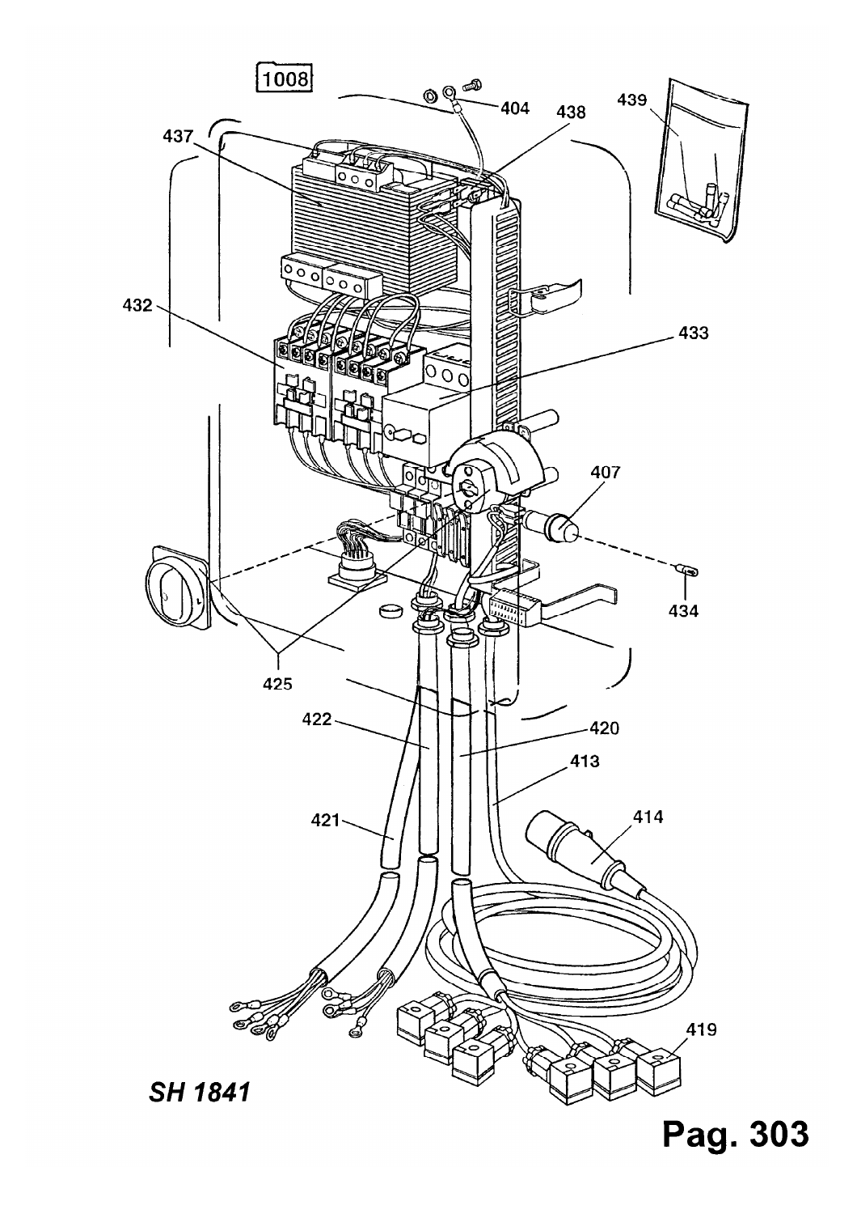1008

404 438 439

437

432 433

407

434

425

422 420

413

421 414

419

**SH 1841**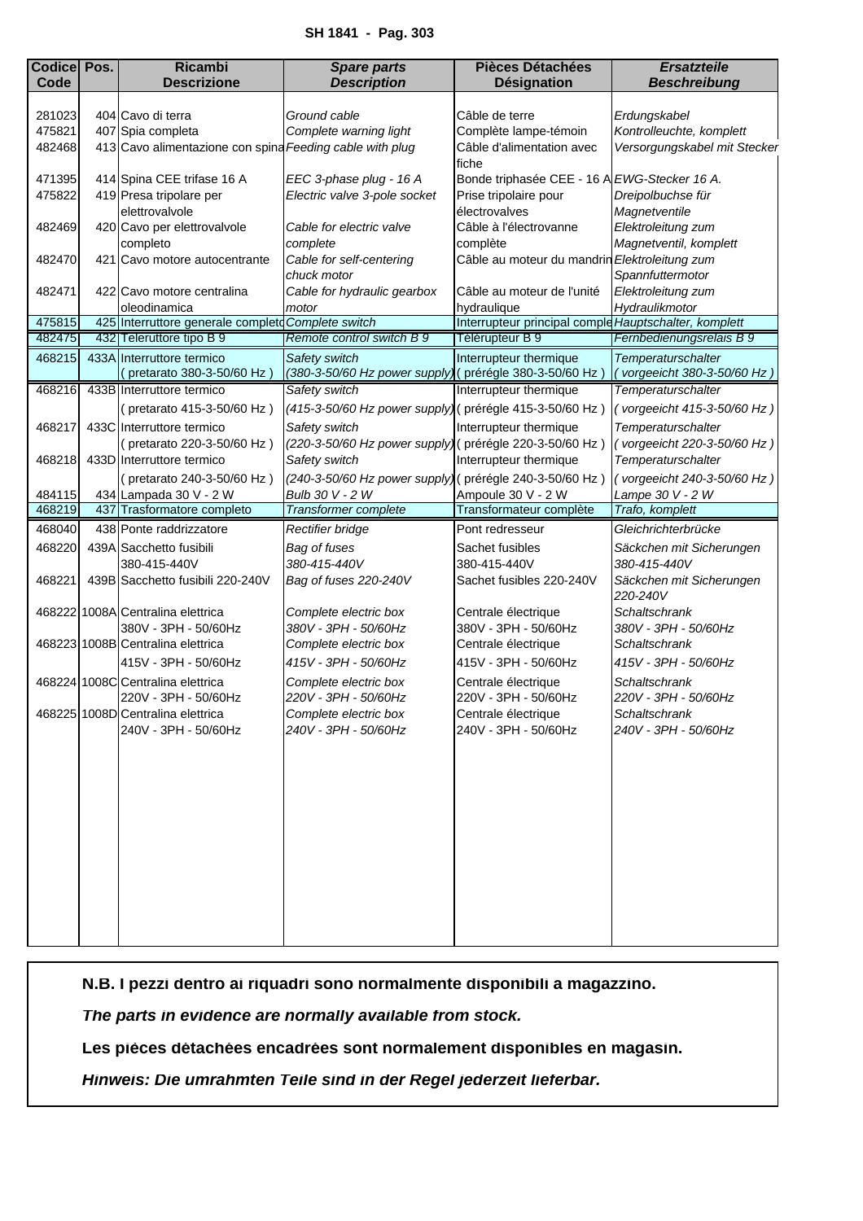| Codice Code | Pos. | Ricambi Descrizione | *Spare parts Description* | Pièces Détachées Désignation | *Ersatzteile Beschreibung* |
|---|---|---|---|---|---|
| 281023 | 404 | Cavo di terra | *Ground cable* | Câble de terre | *Erdungskabel* |
| 475821 | 407 | Spia completa | *Complete warning light* | Complète lampe-témoin | *Kontrolleuchte, komplett* |
| 482468 | 413 | Cavo alimentazione con spina | *Feeding cable with plug* | Câble d'alimentation avec fiche | *Versorgungskabel mit Stecker* |
| 471395 | 414 | Spina CEE trifase 16 A | *EEC 3-phase plug - 16 A* | Bonde triphasée CEE - 16 A | *EWG-Stecker 16 A.* |
| 475822 | 419 | Presa tripolare per elettrovalvole | *Electric valve 3-pole socket* | Prise tripolaire pour électrovalves | *Dreipolbuchse für Magnetventile* |
| 482469 | 420 | Cavo per elettrovalvole completo | *Cable for electric valve complete* | Câble à l'électrovanne complète | *Elektroleitung zum Magnetventil, komplett* |
| 482470 | 421 | Cavo motore autocentrante | *Cable for self-centering chuck motor* | Câble au moteur du mandrin | *Elektroleitung zum Spannfuttermotor* |
| 482471 | 422 | Cavo motore centralina oleodinamica | *Cable for hydraulic gearbox motor* | Câble au moteur de l'unité hydraulique | *Elektroleitung zum Hydraulikmotor* |
| 475815 | 425 | Interruttore generale completo | *Complete switch* | Interrupteur principal complet | *Hauptschalter, komplett* |
| 482475 | 432 | Teleruttore tipo B 9 | *Remote control switch B 9* | Télérupteur B 9 | *Fernbedienungsrelais B 9* |
| 468215 | 433A | Interruttore termico ( pretarato 380-3-50/60 Hz ) | *Safety switch (380-3-50/60 Hz power supply)* | Interrupteur thermique ( prérégle 380-3-50/60 Hz ) | *Temperaturschalter ( vorgeeicht 380-3-50/60 Hz )* |
| 468216 | 433B | Interruttore termico ( pretarato 415-3-50/60 Hz ) | *Safety switch (415-3-50/60 Hz power supply)* | Interrupteur thermique ( prérégle 415-3-50/60 Hz ) | *Temperaturschalter ( vorgeeicht 415-3-50/60 Hz )* |
| 468217 | 433C | Interruttore termico ( pretarato 220-3-50/60 Hz ) | *Safety switch (220-3-50/60 Hz power supply)* | Interrupteur thermique ( prérégle 220-3-50/60 Hz ) | *Temperaturschalter ( vorgeeicht 220-3-50/60 Hz )* |
| 468218 | 433D | Interruttore termico ( pretarato 240-3-50/60 Hz ) | *Safety switch (240-3-50/60 Hz power supply)* | Interrupteur thermique ( prérégle 240-3-50/60 Hz ) | *Temperaturschalter ( vorgeeicht 240-3-50/60 Hz )* |
| 484115 | 434 | Lampada 30 V - 2 W | *Bulb 30 V - 2 W* | Ampoule 30 V - 2 W | *Lampe 30 V - 2 W* |
| 468219 | 437 | Trasformatore completo | *Transformer complete* | Transformateur complète | *Trafo, komplett* |
| 468040 | 438 | Ponte raddrizzatore | *Rectifier bridge* | Pont redresseur | *Gleichrichterbrücke* |
| 468220 | 439A | Sacchetto fusibili 380-415-440V | *Bag of fuses 380-415-440V* | Sachet fusibles 380-415-440V | *Säckchen mit Sicherungen 380-415-440V* |
| 468221 | 439B | Sacchetto fusibili 220-240V | *Bag of fuses 220-240V* | Sachet fusibles 220-240V | *Säckchen mit Sicherungen 220-240V* |
| 468222 | 1008A | Centralina elettrica 380V - 3PH - 50/60Hz | *Complete electric box 380V - 3PH - 50/60Hz* | Centrale électrique 380V - 3PH - 50/60Hz | *Schaltschrank 380V - 3PH - 50/60Hz* |
| 468223 | 1008B | Centralina elettrica 415V - 3PH - 50/60Hz | *Complete electric box 415V - 3PH - 50/60Hz* | Centrale électrique 415V - 3PH - 50/60Hz | *Schaltschrank 415V - 3PH - 50/60Hz* |
| 468224 | 1008C | Centralina elettrica 220V - 3PH - 50/60Hz | *Complete electric box 220V - 3PH - 50/60Hz* | Centrale électrique 220V - 3PH - 50/60Hz | *Schaltschrank 220V - 3PH - 50/60Hz* |
| 468225 | 1008D | Centralina elettrica 240V - 3PH - 50/60Hz | *Complete electric box 240V - 3PH - 50/60Hz* | Centrale électrique 240V - 3PH - 50/60Hz | *Schaltschrank 240V - 3PH - 50/60Hz* |

**N.B. I pezzi dentro ai riquadri sono normalmente disponibili a magazzino.**

***The parts in evidence are normally available from stock.***

**Les pièces détachées encadrées sont normalement disponibles en magasin.**

***Hinweis: Die umrahmten Teile sind in der Regel jederzeit lieferbar.***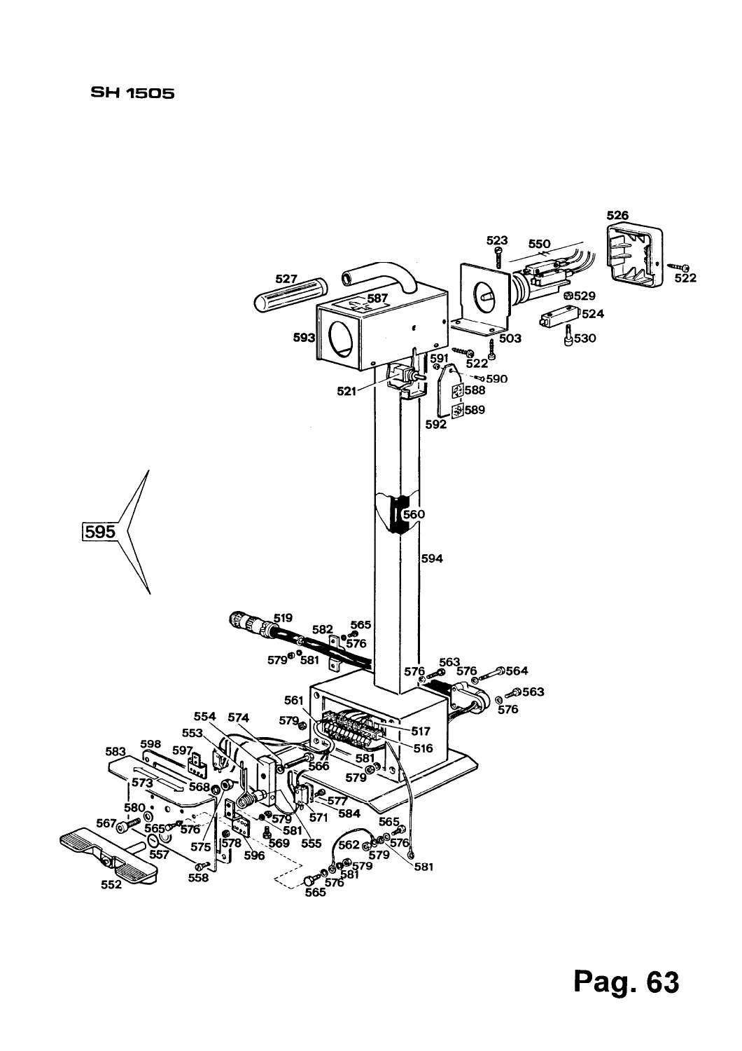SH 1505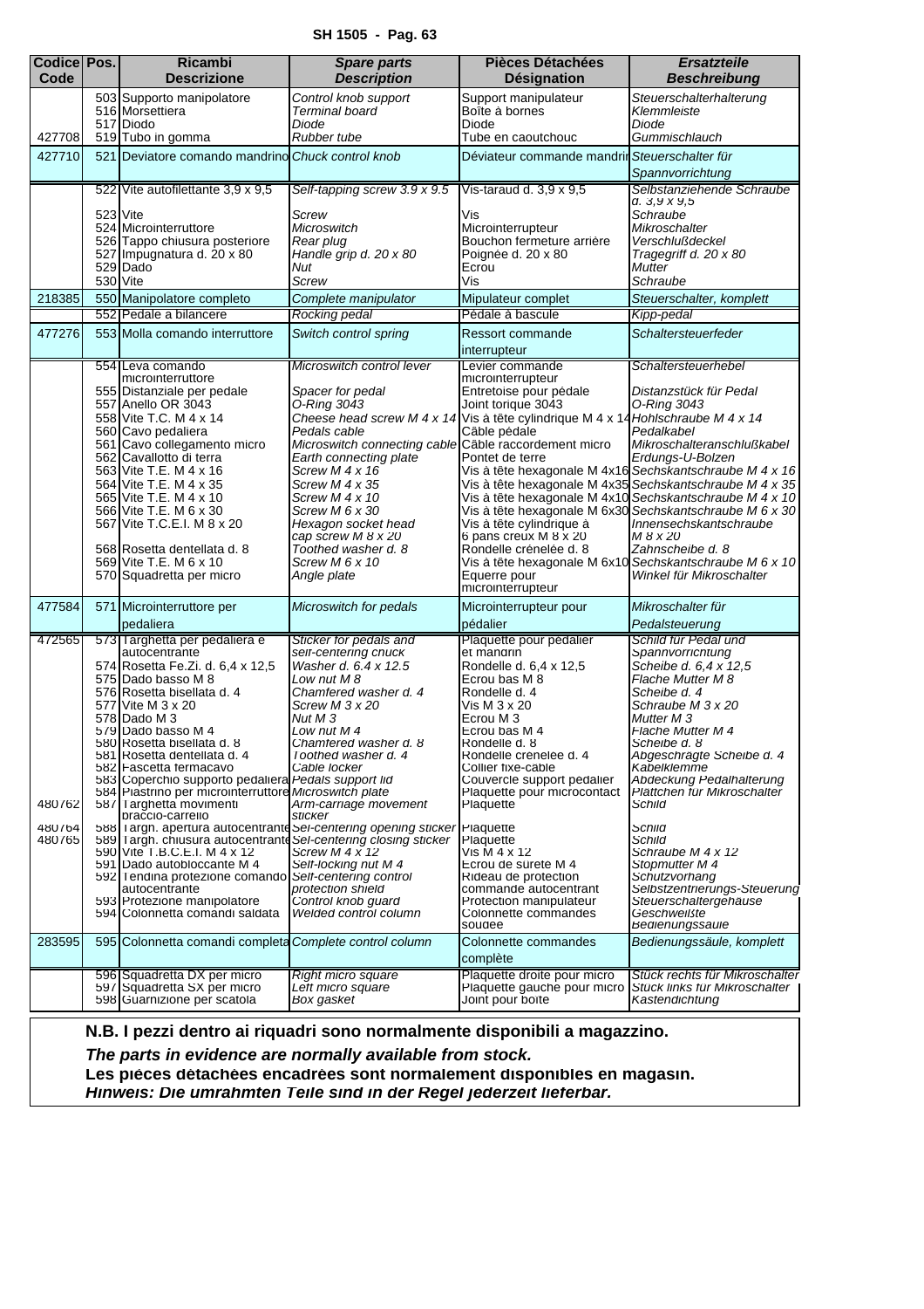**SH 1505 - Pag. 63**

| Codice Code | Pos. | Ricambi Descrizione | *Spare parts Description* | Pièces Détachées Désignation | *Ersatzteile Beschreibung* |
|---|---|---|---|---|---|
| | 503 | Supporto manipolatore | *Control knob support* | Support manipulateur | *Steuerschalterhalterung* |
| | 516 | Morsettiera | *Terminal board* | Boîte à bornes | *Klemmleiste* |
| | 517 | Diodo | *Diode* | Diode | *Diode* |
| 427708 | 519 | Tubo in gomma | *Rubber tube* | Tube en caoutchouc | *Gummischlauch* |
| 427710 | 521 | Deviatore comando mandrino | *Chuck control knob* | Déviateur commande mandrin | *Steuerschalter für Spannvorrichtung* |
| | 522 | Vite autofilettante 3,9 x 9,5 | *Self-tapping screw 3.9 x 9.5* | Vis-taraud d. 3,9 x 9,5 | *Selbstanziehende Schraube d. 3,9 x 9,5* |
| | 523 | Vite | *Screw* | Vis | *Schraube* |
| | 524 | Microinterruttore | *Microswitch* | Microinterrupteur | *Mikroschalter* |
| | 526 | Tappo chiusura posteriore | *Rear plug* | Bouchon fermeture arrière | *Verschlußdeckel* |
| | 527 | Impugnatura d. 20 x 80 | *Handle grip d. 20 x 80* | Poignée d. 20 x 80 | *Tragegriff d. 20 x 80* |
| | 529 | Dado | *Nut* | Ecrou | *Mutter* |
| | 530 | Vite | *Screw* | Vis | *Schraube* |
| 218385 | 550 | Manipolatore completo | *Complete manipulator* | Mipulateur complet | *Steuerschalter, komplett* |
| | 552 | Pedale a bilancere | *Rocking pedal* | Pédale à bascule | *Kipp-pedal* |
| 477276 | 553 | Molla comando interruttore | *Switch control spring* | Ressort commande interrupteur | *Schaltersteuerfeder* |
| | 554 | Leva comando microinterruttore | *Microswitch control lever* | Levier commande microinterrupteur | *Schaltersteuerhebel* |
| | 555 | Distanziale per pedale | *Spacer for pedal* | Entretoise pour pédale | *Distanzstück für Pedal* |
| | 557 | Anello OR 3043 | *O-Ring 3043* | Joint torique 3043 | *O-Ring 3043* |
| | 558 | Vite T.C. M 4 x 14 | *Cheese head screw M 4 x 14* | Vis à tête cylindrique M 4 x 14 | *Hohlschraube M 4 x 14* |
| | 560 | Cavo pedaliera | *Pedals cable* | Câble pédale | *Pedalkabel* |
| | 561 | Cavo collegamento micro | *Microswitch connecting cable* | Câble raccordement micro | *Mikroschalteranschlußkabel* |
| | 562 | Cavallotto di terra | *Earth connecting plate* | Pontet de terre | *Erdungs-U-Bolzen* |
| | 563 | Vite T.E. M 4 x 16 | *Screw M 4 x 16* | Vis à tête hexagonale M 4x16 | *Sechskantschraube M 4 x 16* |
| | 564 | Vite T.E. M 4 x 35 | *Screw M 4 x 35* | Vis à tête hexagonale M 4x35 | *Sechskantschraube M 4 x 35* |
| | 565 | Vite T.E. M 4 x 10 | *Screw M 4 x 10* | Vis à tête hexagonale M 4x10 | *Sechskantschraube M 4 x 10* |
| | 566 | Vite T.E. M 6 x 30 | *Screw M 6 x 30* | Vis à tête hexagonale M 6x30 | *Sechskantschraube M 6 x 30* |
| | 567 | Vite T.C.E.I. M 8 x 20 | *Hexagon socket head cap screw M 8 x 20* | Vis à tête cylindrique à 6 pans creux M 8 x 20 | *Innensechskantschraube M 8 x 20* |
| | 568 | Rosetta dentellata d. 8 | *Toothed washer d. 8* | Rondelle crénelée d. 8 | *Zahnscheibe d. 8* |
| | 569 | Vite T.E. M 6 x 10 | *Screw M 6 x 10* | Vis à tête hexagonale M 6x10 | *Sechskantschraube M 6 x 10* |
| | 570 | Squadretta per micro | *Angle plate* | Equerre pour microinterrupteur | *Winkel für Mikroschalter* |
| 477584 | 571 | Microinterruttore per pedaliera | *Microswitch for pedals* | Microinterrupteur pour pédalier | *Mikroschalter für Pedalsteuerung* |
| 472565 | 573 | Targhetta per pedaliera e autocentrante | *Sticker for pedals and self-centering chuck* | Plaquette pour pédalier et mandrin | *Schild für Pedal und Spannvorrichtung* |
| | 574 | Rosetta Fe.Zi. d. 6,4 x 12,5 | *Washer d. 6.4 x 12.5* | Rondelle d. 6,4 x 12,5 | *Scheibe d. 6,4 x 12,5* |
| | 575 | Dado basso M 8 | *Low nut M 8* | Ecrou bas M 8 | *Flache Mutter M 8* |
| | 576 | Rosetta bisellata d. 4 | *Chamfered washer d. 4* | Rondelle d. 4 | *Scheibe d. 4* |
| | 577 | Vite M 3 x 20 | *Screw M 3 x 20* | Vis M 3 x 20 | *Schraube M 3 x 20* |
| | 578 | Dado M 3 | *Nut M 3* | Ecrou M 3 | *Mutter M 3* |
| | 579 | Dado basso M 4 | *Low nut M 4* | Ecrou bas M 4 | *Flache Mutter M 4* |
| | 580 | Rosetta bisellata d. 8 | *Chamfered washer d. 8* | Rondelle d. 8 | *Scheibe d. 8* |
| | 581 | Rosetta dentellata d. 4 | *Toothed washer d. 4* | Rondelle crénelée d. 4 | *Abgeschrägte Scheibe d. 4* |
| | 582 | Fascetta fermacavo | *Cable locker* | Collier fixe-câble | *Kabelklemme* |
| | 583 | Coperchio supporto pedaliera | *Pedals support lid* | Couvercle support pédalier | *Abdeckung Pedalhalterung* |
| | 584 | Piastrino per microinterruttore | *Microswitch plate* | Plaquette pour microcontact | *Plättchen für Mikroschalter* |
| 480762 | 587 | Targhetta movimenti braccio-carrello | *Arm-carriage movement sticker* | Plaquette | *Schild* |
| 480764 | 588 | Targh. apertura autocentrante | *Sel-centering opening sticker* | Plaquette | *Schild* |
| 480765 | 589 | Targh. chiusura autocentrante | *Sel-centering closing sticker* | Plaquette | *Schild* |
| | 590 | Vite T.B.C.E.I. M 4 x 12 | *Screw M 4 x 12* | Vis M 4 x 12 | *Schraube M 4 x 12* |
| | 591 | Dado autobloccante M 4 | *Self-locking nut M 4* | Ecrou de sûreté M 4 | *Stopmutter M 4* |
| | 592 | Tendina protezione comando autocentrante | *Self-centering control protection shield* | Rideau de protection commande autocentrant | *Schutzvorhang Selbstzentrierungs-Steuerung* |
| | 593 | Protezione manipolatore | *Control knob guard* | Protection manipulateur | *Steuerschaltergehäuse* |
| | 594 | Colonnetta comandi saldata | *Welded control column* | Colonnette commandes soudée | *Geschweißte Bedienungssäule* |
| 283595 | 595 | Colonnetta comandi completa | *Complete control column* | Colonnette commandes complète | *Bedienungssäule, komplett* |
| | 596 | Squadretta DX per micro | *Right micro square* | Plaquette droite pour micro | *Stück rechts für Mikroschalter* |
| | 597 | Squadretta SX per micro | *Left micro square* | Plaquette gauche pour micro | *Stück links für Mikroschalter* |
| | 598 | Guarnizione per scatola | *Box gasket* | Joint pour boîte | *Kastendichtung* |

**N.B. I pezzi dentro ai riquadri sono normalmente disponibili a magazzino.**

***The parts in evidence are normally available from stock.***

**Les pièces détachées encadrées sont normalement disponibles en magasin.**

***Hinweis: Die umrahmten Teile sind in der Regel jederzeit lieferbar.***